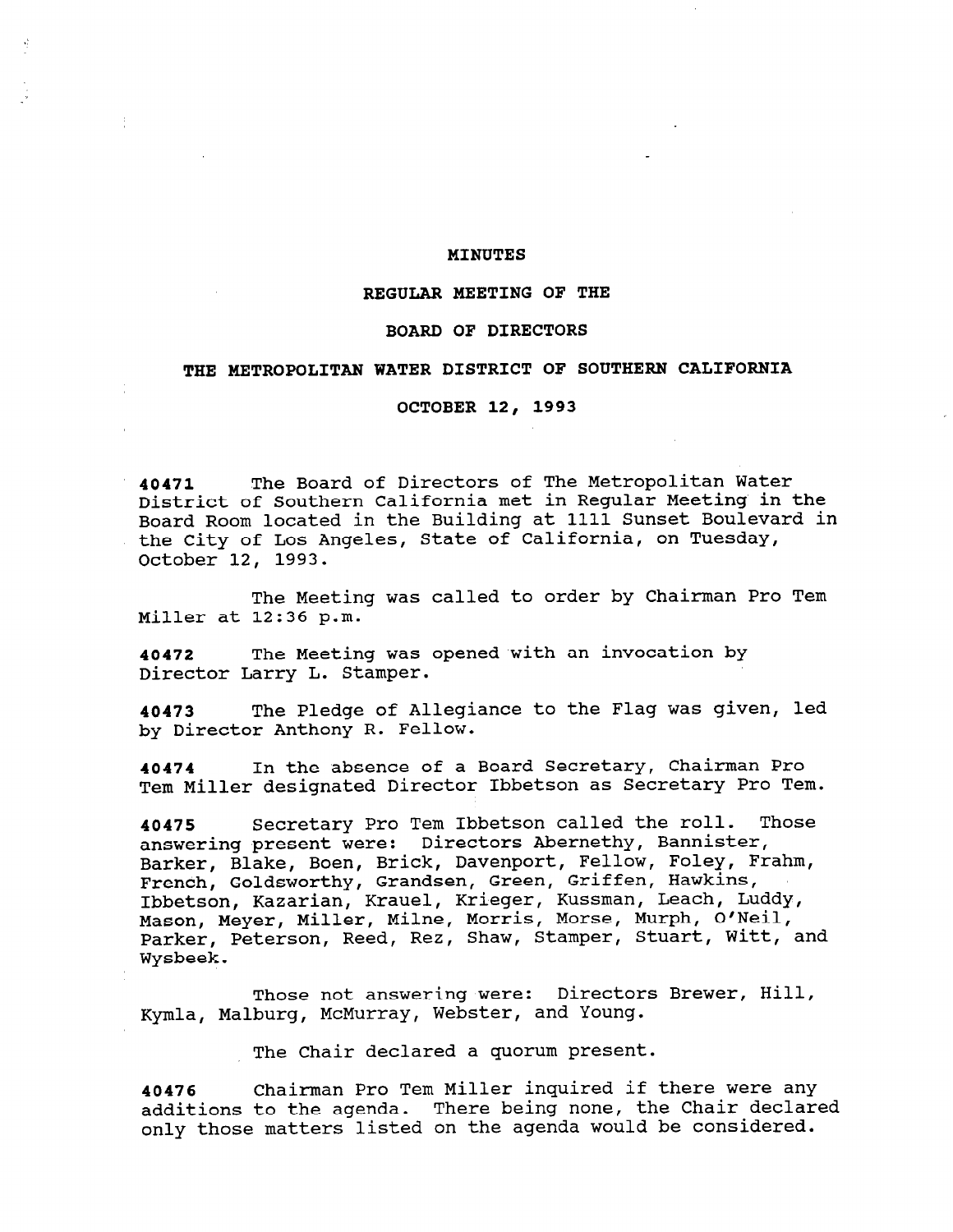# MINUTES

## REGULAR MEETING OF THE

## BOARD OF DIRECTORS

## THE METROPOLITAN WATER DISTRICT OF SOUTHERN CALIFORNIA

## OCTOBER 12, 1993

**40471** The Board of Directors of The Metropolitan Water District of Southern California met in Regular Meeting in the Board Room located in the Building at 1111 Sunset Boulevard in the City of Los Angeles, State of California, on Tuesday, October 12, 1993.

The Meeting was called to order by Chairman Pro Tem Miller at 12:36 p.m.

**40472** The Meeting was opened with an invocation by Director Larry L. Stamper.

**40473** The Pledge of Allegiance to the Flag was given, led by Director Anthony R. Fellow.

**40474** In the absence of a Board Secretary, Chairman Pro Tem Miller designated Director Ibbetson as Secretary Pro Tem.

**40475** Secretary Pro Tem Ibbetson called the roll. Those answering present were: Directors Abernethy, Bannister, Barker, Blake, Boen, Brick, Davenport, Fellow, Foley, Frahm, French, Goldsworthy, Grandsen, Green, Griffen, Hawkins, Ibbetson, Kazarian, Krauel, Krieger, Kussman, Leach, Luddy, Mason, Meyer, Miller, Milne, Morris, Morse, Murph, O'Neil, Parker, Peterson, Reed, Rez, Shaw, Stamper, Stuart, Witt, and Wysbeek.

Those not answering were: Directors Brewer, Hill, Kymla, Malburg, McMurray, Webster, and Young.

The Chair declared a quorum present.

**40476** Chairman Pro Tem Miller inquired if there were any additions to the agenda. There being none, the Chair declared only those matters listed on the agenda would be considered.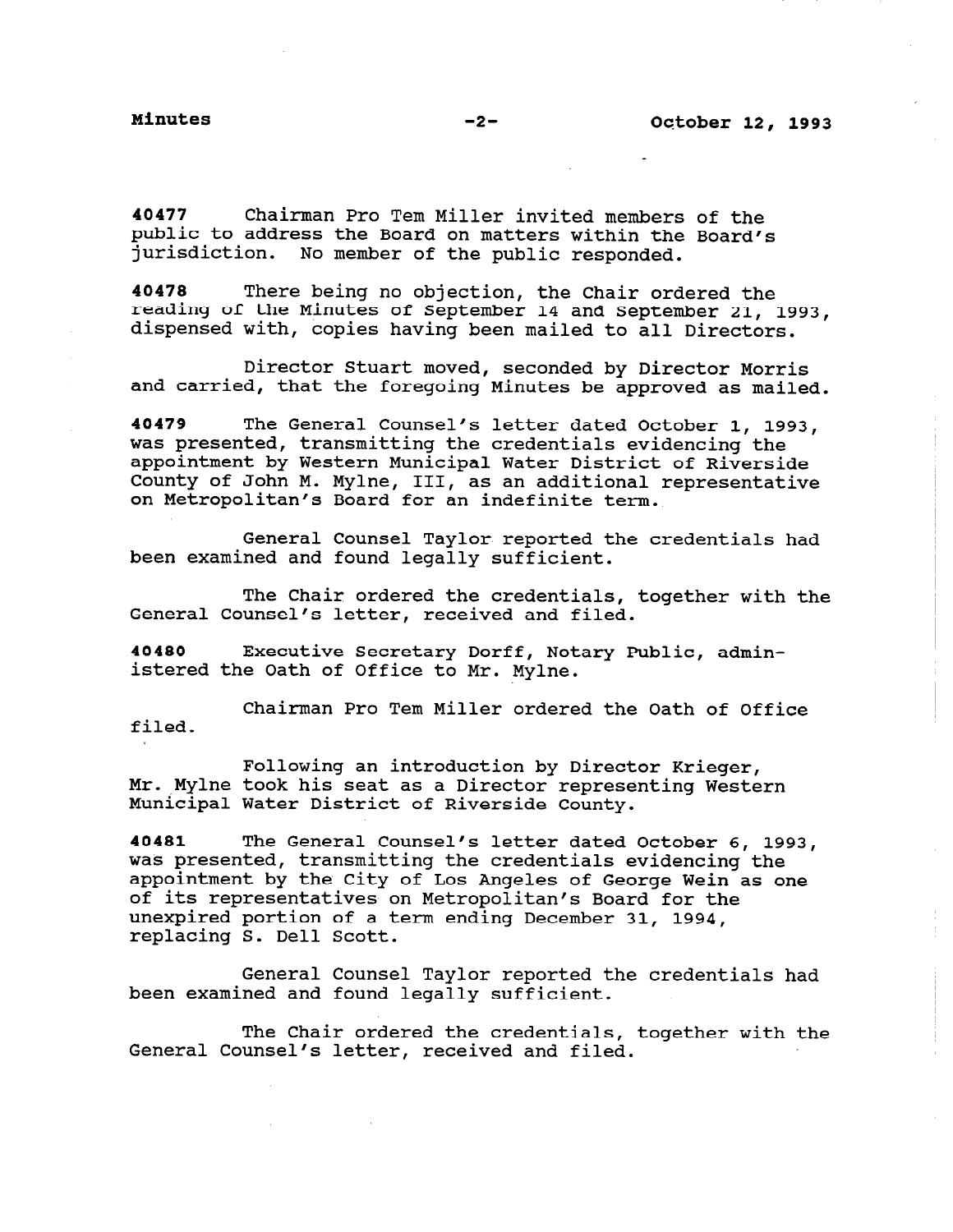40477 Chairman Pro Tem Miller invited members of the public to address the Board on matters within the Board's jurisdiction. No member of the public responded.

40478 There being no objection, the Chair ordered the reading of the Minutes of September 14 and September 21, 1993, dispensed with, copies having been mailed to all Directors.

Director Stuart moved, seconded by Director Morris and carried, that the foregoing Minutes be approved as mailed.

40479 The General Counsel's letter dated October 1, 1993, was presented, transmitting the credentials evidencing the appointment by Western Municipal Water District of Riverside County of John M. Mylne, III, as an additional representative on Metropolitan's Board for an indefinite term.

General Counsel Taylor reported the credentials had been examined and found legally sufficient.

The Chair ordered the credentials, together with the General Counsel's letter, received and filed.

40480 Executive Secretary Dorff, Notary Public, administered the Oath of Office to Mr. Mylne.

Chairman Pro Tem Miller ordered the Oath of Office filed.

Following an introduction by Director Krieger, Mr. Mylne took his seat as a Director representing Western Municipal Water District of Riverside County.

40481 The General Counsel's letter dated October 6, 1993, was presented, transmitting the credentials evidencing the appointment by the City of Los Angeles of George Wein as one of its representatives on Metropolitan's Board for the unexpired portion of a term ending December 31, 1994, replacing S. Dell Scott.

General Counsel Taylor reported the credentials had been examined and found legally sufficient.

The Chair ordered the credentials, together with the General Counsel's letter, received and filed.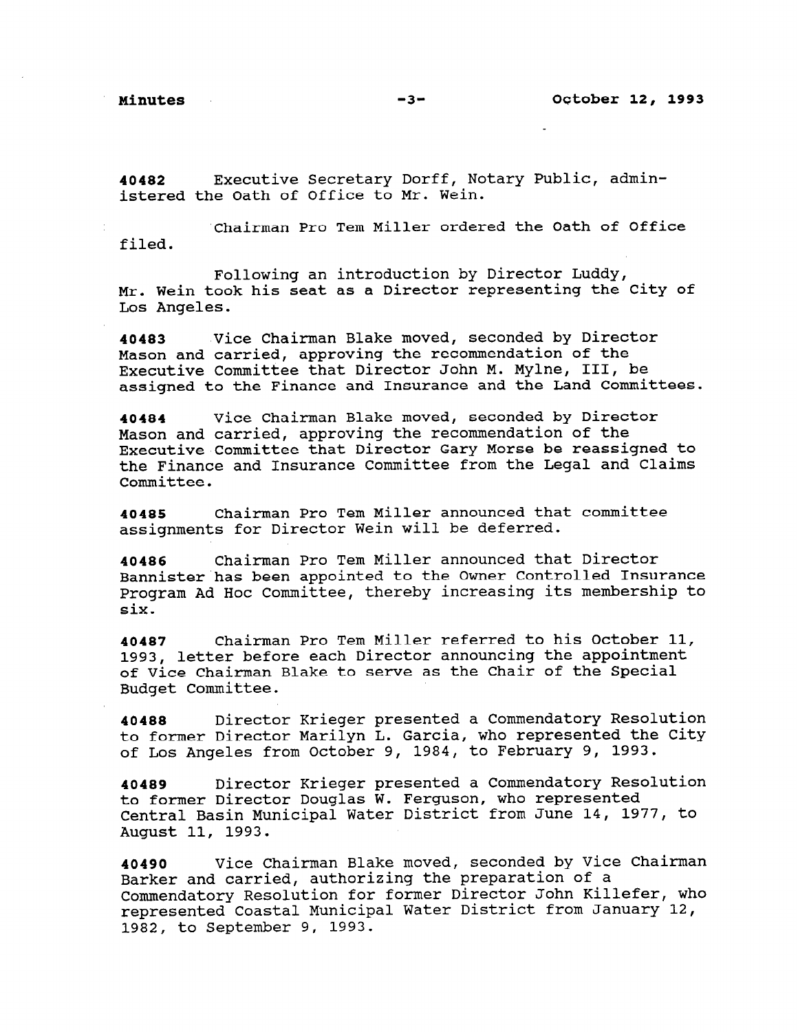**40482** Executive Secretary Dorff, Notary Public, administered the Oath of Office to Mr. Wein.

Chairman Pro Tem Miller ordered the Oath of Office filed.

Following an introduction by Director Luddy, Mr. Wein took his seat as a Director representing the City of Los Angeles.

**40483** Vice Chairman Blake moved, seconded by Director Mason and carried, approving the recommendation of the Executive Committee that Director John M. Mylne, III, be assigned to the Finance and Insurance and the Land Committees.

**40484** Vice Chairman Blake moved, seconded by Director Mason and carried, approving the recommendation of the Executive Committee that Director Gary Morse be reassigned to the Finance and Insurance Committee from the Legal and Claims Committee.

**40485** Chairman Pro Tem Miller announced that committee assignments for Director Wein will be deferred.

**40486** Chairman Pro Tem Miller announced that Director Bannister has been appointed to the Owner Controlled Insurance Program Ad Hoc Committee, thereby increasing its membership to six.

**40487** Chairman Pro Tem Miller referred to his October 11, 1993, letter before each Director announcing the appointment of Vice Chairman Blake to serve as the Chair of the Special Budget Committee.

**40488** Director Krieger presented a Commendatory Resolution to former Director Marilyn L. Garcia, who represented the City of Los Angeles from October 9, 1984, to February 9, 1993.

**40489** Director Krieger presented a Commendatory Resolution to former Director Douglas W. Ferguson, who represented Central Basin Municipal Water District from June 14, 1977, to August 11, 1993.

**40490** Vice Chairman Blake moved, seconded by Vice Chairman Barker and carried, authorizing the preparation of a Commendatory Resolution for former Director John Killefer, who represented Coastal Municipal Water District from January 12, 1982, to September 9, 1993.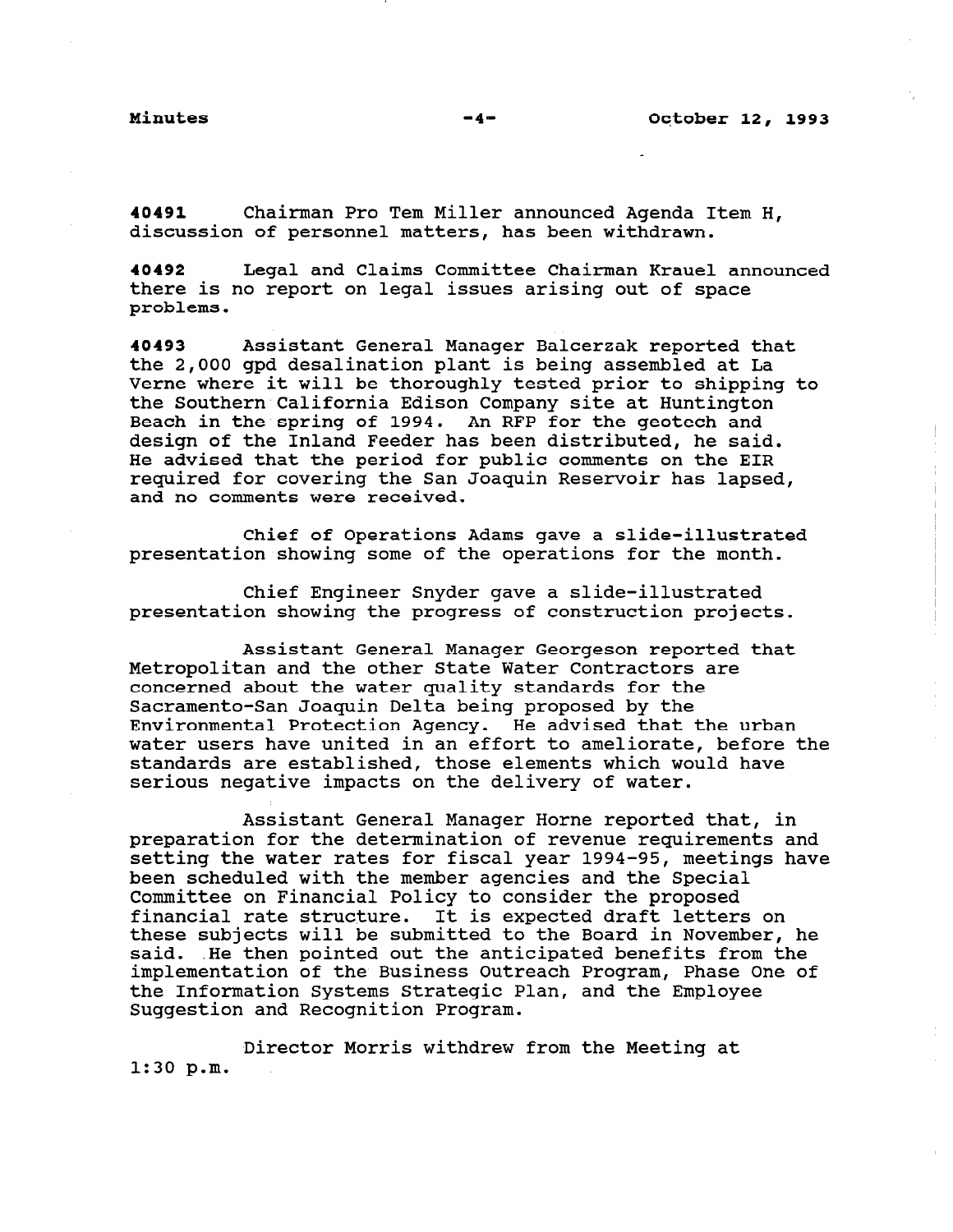**40491** Chairman Pro Tem Miller announced Agenda Item H, discussion of personnel matters, has been withdrawn.

**40492** Legal and Claims Committee Chairman Krauel announced there is no report on legal issues arising out of space problems.

**40493** Assistant General Manager Balcerzak reported that the 2,000 gpd desalination plant is being assembled at La Verne where it will be thoroughly tested prior to shipping to the Southern California Edison Company site at Huntington Beach in the spring of 1994. An RFP for the geotech and design of the Inland Feeder has been distributed, he said. He advised that the period for public comments on the EIR required for covering the San Joaquin Reservoir has lapsed, and no comments were received.

Chief of Operations Adams gave a slide-illustrated presentation showing some of the operations for the month.

Chief Engineer Snyder gave a slide-illustrated presentation showing the progress of construction projects.

Assistant General Manager Georgeson reported that Metropolitan and the other State Water Contractors are concerned about the water quality standards for the Sacramento-San Joaquin Delta being proposed by the Environmental Protection Agency. He advised that the urban water users have united in an effort to ameliorate, before the standards are established, those elements which would have serious negative impacts on the delivery of water.

Assistant General Manager Horne reported that, in preparation for the determination of revenue requirements and setting the water rates for fiscal year 1994-95, meetings have been scheduled with the member agencies and the Special Committee on Financial Policy to consider the proposed financial rate structure. It is expected draft letters on these subjects will be submitted to the Board in November, he said. He then pointed out the anticipated benefits from the implementation of the Business Outreach Program, Phase One of the Information Systems Strategic Plan, and the Employee Suggestion and Recognition Program.

Director Morris withdrew from the Meeting at 1:30 p.m.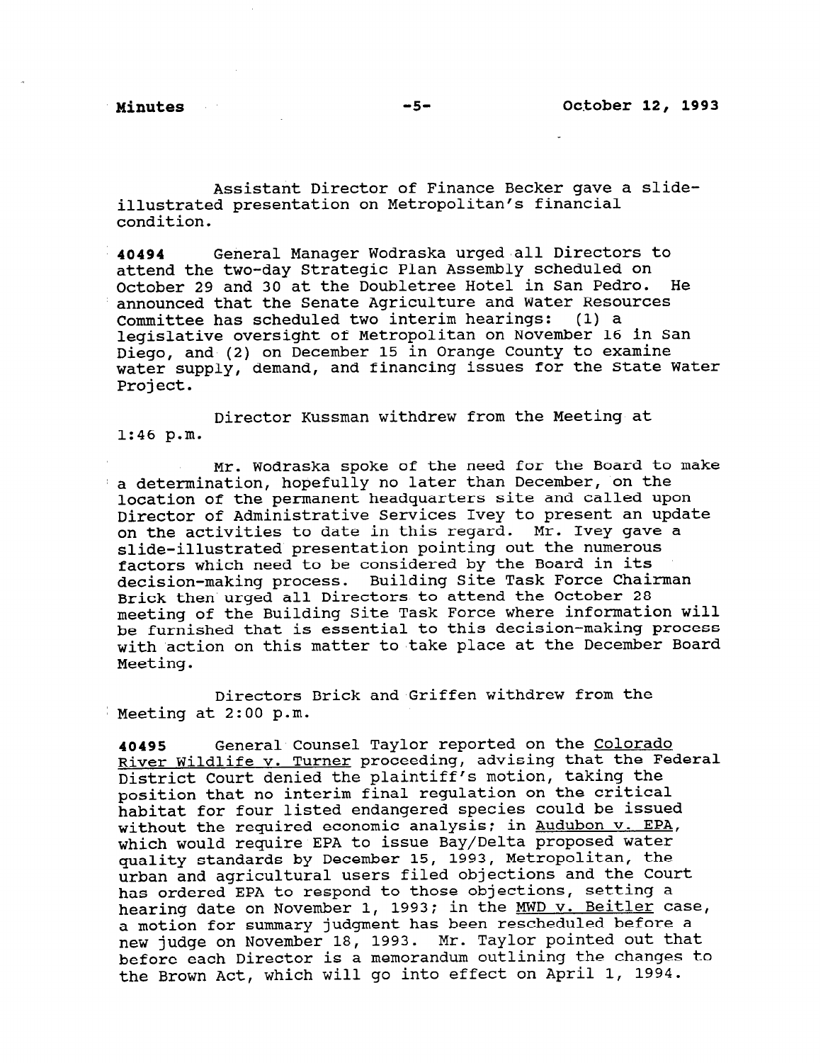Assistant Director of Finance Becker gave a slide-illustrated presentation on Metropolitan's financial condition.

**40494** General Manager Wodraska urged all Directors to attend the two-day Strategic Plan Assembly scheduled on October 29 and 30 at the Doubletree Hotel in San Pedro. He announced that the Senate Agriculture and Water Resources Committee has scheduled two interim hearings: (1) a legislative oversight of Metropolitan on November 16 in San Diego, and (2) on December 15 in Orange County to examine water supply, demand, and financing issues for the State Water Project.

Director Kussman withdrew from the Meeting at 1:46 p.m.

Mr. Wodraska spoke of the need for the Board to make a determination, hopefully no later than December, on the location of the permanent headquarters site and called upon Director of Administrative Services Ivey to present an update on the activities to date in this regard. Mr. Ivey gave a slide-illustrated presentation pointing out the numerous factors which need to be considered by the Board in its decision-making process. Building Site Task Force Chairman Brick then urged all Directors to attend the October 28 meeting of the Building Site Task Force where information will be furnished that is essential to this decision-making process with action on this matter to take place at the December Board Meeting.

Directors Brick and Griffen withdrew from the Meeting at 2:00 p.m.

**40495** General Counsel Taylor reported on the Colorado River Wildlife v. Turner proceeding, advising that the Federal District Court denied the plaintiff's motion, taking the position that no interim final regulation on the critical habitat for four listed endangered species could be issued without the required economic analysis; in Audubon v. EPA, which would require EPA to issue Bay/Delta proposed water quality standards by December 15, 1993, Metropolitan, the urban and agricultural users filed objections and the Court has ordered EPA to respond to those objections, setting a hearing date on November 1, 1993; in the MWD v. Beitler case, a motion for summary judgment has been rescheduled before a new judge on November 18, 1993. Mr. Taylor pointed out that before each Director is a memorandum outlining the changes to the Brown Act, which will go into effect on April 1, 1994.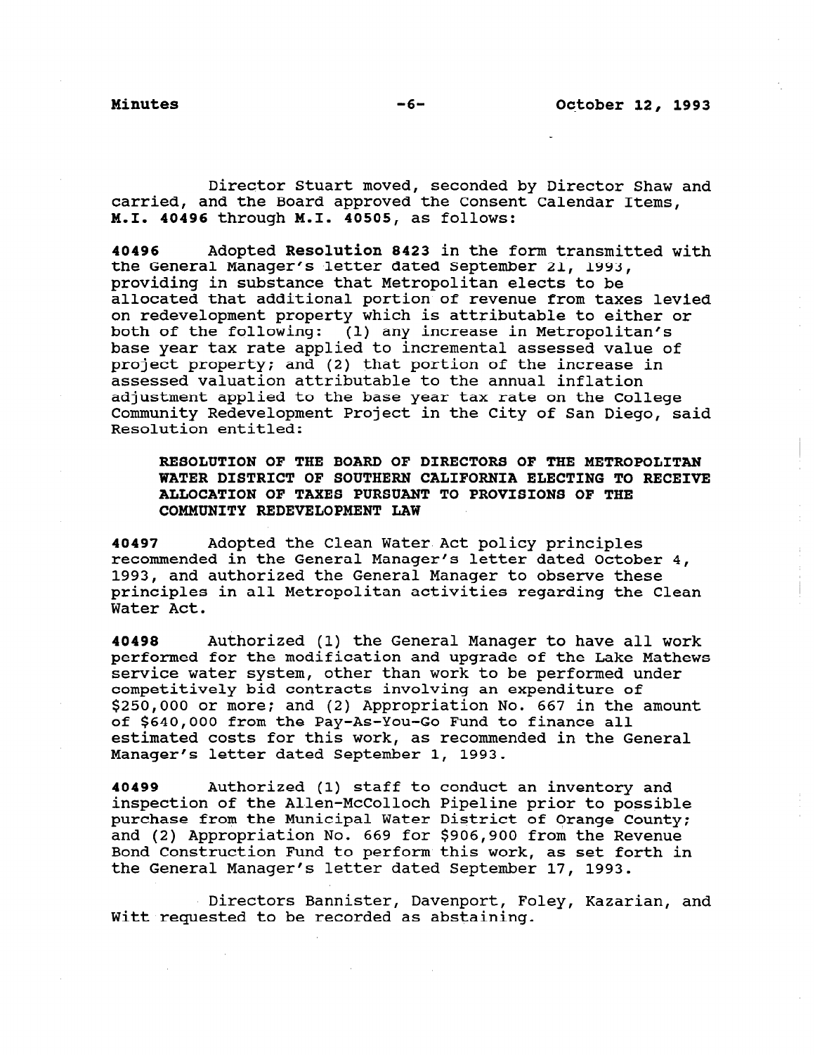Director Stuart moved, seconded by Director Shaw and carried, and the Board approved the Consent Calendar Items, **M.I. 40496** through **M.I. 40505**, as follows:

**40496** Adopted **Resolution 8423** in the form transmitted with the General Manager's letter dated September 21, 1993, providing in substance that Metropolitan elects to be allocated that additional portion of revenue from taxes levied on redevelopment property which is attributable to either or both of the following: (1) any increase in Metropolitan's base year tax rate applied to incremental assessed value of project property; and (2) that portion of the increase in assessed valuation attributable to the annual inflation adjustment applied to the base year tax rate on the College Community Redevelopment Project in the City of San Diego, said Resolution entitled:

> **RESOLUTION OF THE BOARD OF DIRECTORS OF THE METROPOLITAN WATER DISTRICT OF SOUTHERN CALIFORNIA ELECTING TO RECEIVE ALLOCATION OF TAXES PURSUANT TO PROVISIONS OF THE COMMUNITY REDEVELOPMENT LAW**

**40497** Adopted the Clean Water Act policy principles recommended in the General Manager's letter dated October 4, 1993, and authorized the General Manager to observe these principles in all Metropolitan activities regarding the Clean Water Act.

**40498** Authorized (1) the General Manager to have all work performed for the modification and upgrade of the Lake Mathews service water system, other than work to be performed under competitively bid contracts involving an expenditure of $250,000 or more; and (2) Appropriation No. 667 in the amount of $640,000 from the Pay-As-You-Go Fund to finance all estimated costs for this work, as recommended in the General Manager's letter dated September 1, 1993.

**40499** Authorized (1) staff to conduct an inventory and inspection of the Allen-McColloch Pipeline prior to possible purchase from the Municipal Water District of Orange County; and (2) Appropriation No. 669 for $906,900 from the Revenue Bond Construction Fund to perform this work, as set forth in the General Manager's letter dated September 17, 1993.

Directors Bannister, Davenport, Foley, Kazarian, and Witt requested to be recorded as abstaining.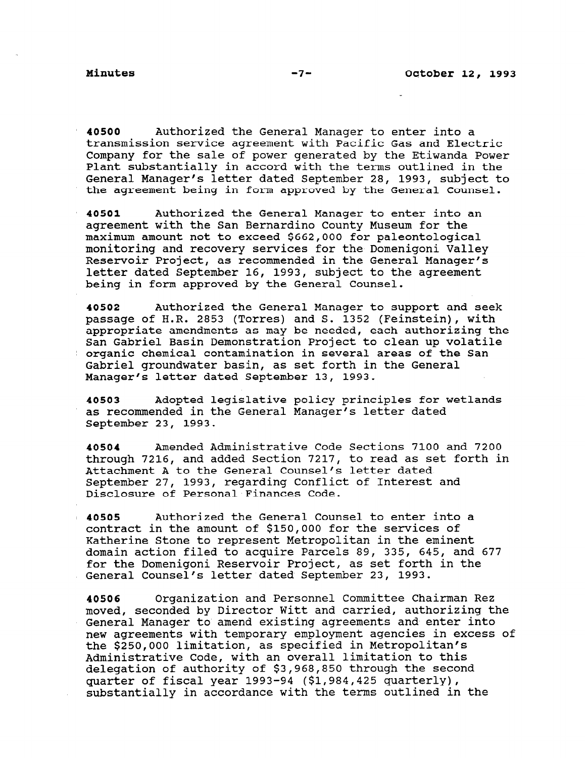**40500** Authorized the General Manager to enter into a transmission service agreement with Pacific Gas and Electric Company for the sale of power generated by the Etiwanda Power Plant substantially in accord with the terms outlined in the General Manager's letter dated September 28, 1993, subject to the agreement being in form approved by the General Counsel.

**40501** Authorized the General Manager to enter into an agreement with the San Bernardino County Museum for the maximum amount not to exceed $662,000 for paleontological monitoring and recovery services for the Domenigoni Valley Reservoir Project, as recommended in the General Manager's letter dated September 16, 1993, subject to the agreement being in form approved by the General Counsel.

**40502** Authorized the General Manager to support and seek passage of H.R. 2853 (Torres) and S. 1352 (Feinstein), with appropriate amendments as may be needed, each authorizing the San Gabriel Basin Demonstration Project to clean up volatile organic chemical contamination in several areas of the San Gabriel groundwater basin, as set forth in the General Manager's letter dated September 13, 1993.

**40503** Adopted legislative policy principles for wetlands as recommended in the General Manager's letter dated September 23, 1993.

**40504** Amended Administrative Code Sections 7100 and 7200 through 7216, and added Section 7217, to read as set forth in Attachment A to the General Counsel's letter dated September 27, 1993, regarding Conflict of Interest and Disclosure of Personal Finances Code.

**40505** Authorized the General Counsel to enter into a contract in the amount of $150,000 for the services of Katherine Stone to represent Metropolitan in the eminent domain action filed to acquire Parcels 89, 335, 645, and 677 for the Domenigoni Reservoir Project, as set forth in the General Counsel's letter dated September 23, 1993.

**40506** Organization and Personnel Committee Chairman Rez moved, seconded by Director Witt and carried, authorizing the General Manager to amend existing agreements and enter into new agreements with temporary employment agencies in excess of the $250,000 limitation, as specified in Metropolitan's Administrative Code, with an overall limitation to this delegation of authority of $3,968,850 through the second quarter of fiscal year 1993-94 ($1,984,425 quarterly), substantially in accordance with the terms outlined in the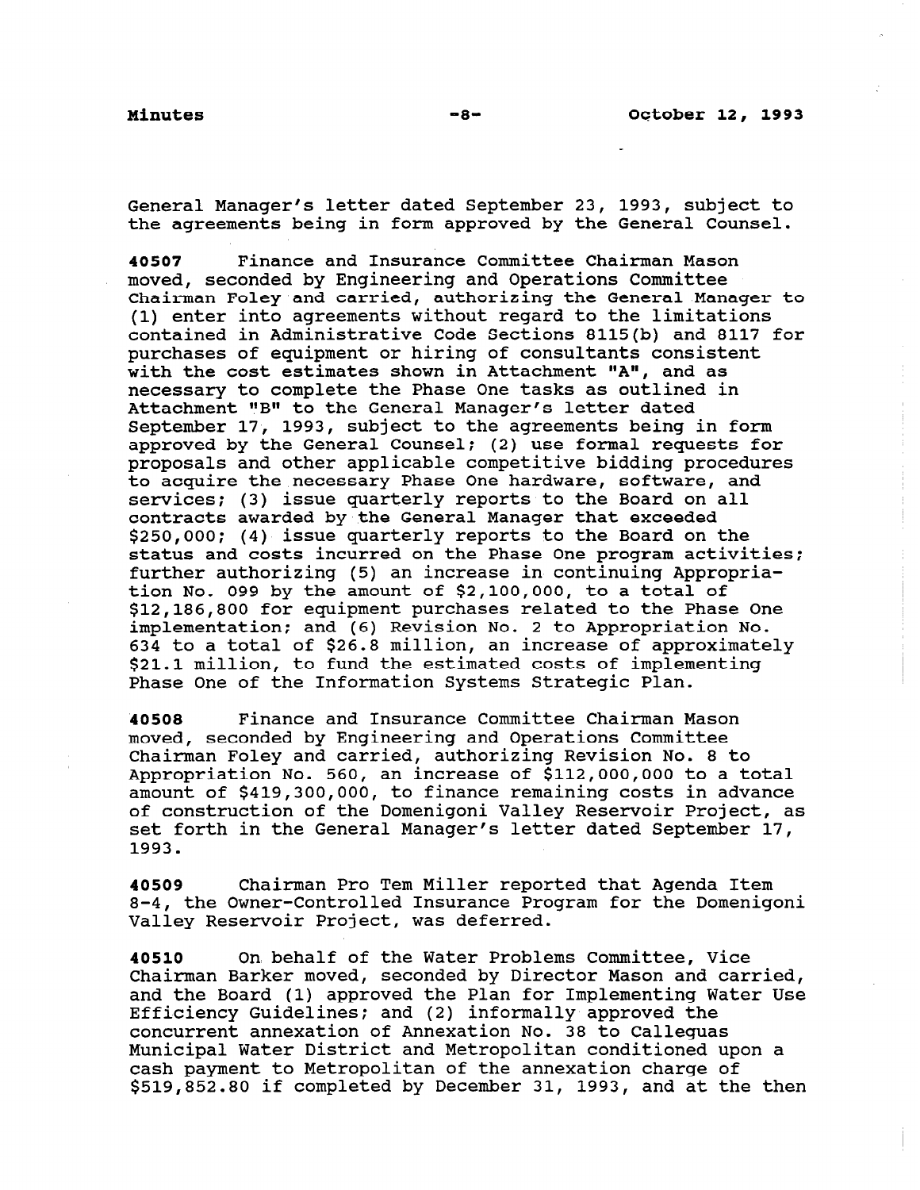General Manager's letter dated September 23, 1993, subject to the agreements being in form approved by the General Counsel.

**40507** Finance and Insurance Committee Chairman Mason moved, seconded by Engineering and Operations Committee Chairman Foley and carried, authorizing the General Manager to (1) enter into agreements without regard to the limitations contained in Administrative Code Sections 8115(b) and 8117 for purchases of equipment or hiring of consultants consistent with the cost estimates shown in Attachment "A", and as necessary to complete the Phase One tasks as outlined in Attachment "B" to the General Manager's letter dated September 17, 1993, subject to the agreements being in form approved by the General Counsel; (2) use formal requests for proposals and other applicable competitive bidding procedures to acquire the necessary Phase One hardware, software, and services; (3) issue quarterly reports to the Board on all contracts awarded by the General Manager that exceeded $250,000; (4) issue quarterly reports to the Board on the status and costs incurred on the Phase One program activities; further authorizing (5) an increase in continuing Appropriation No. 099 by the amount of $2,100,000, to a total of $12,186,800 for equipment purchases related to the Phase One implementation; and (6) Revision No. 2 to Appropriation No. 634 to a total of $26.8 million, an increase of approximately $21.1 million, to fund the estimated costs of implementing Phase One of the Information Systems Strategic Plan.

**40508** Finance and Insurance Committee Chairman Mason moved, seconded by Engineering and Operations Committee Chairman Foley and carried, authorizing Revision No. 8 to Appropriation No. 560, an increase of $112,000,000 to a total amount of $419,300,000, to finance remaining costs in advance of construction of the Domenigoni Valley Reservoir Project, as set forth in the General Manager's letter dated September 17, 1993.

**40509** Chairman Pro Tem Miller reported that Agenda Item 8-4, the Owner-Controlled Insurance Program for the Domenigoni Valley Reservoir Project, was deferred.

**40510** On behalf of the Water Problems Committee, Vice Chairman Barker moved, seconded by Director Mason and carried, and the Board (1) approved the Plan for Implementing Water Use Efficiency Guidelines; and (2) informally approved the concurrent annexation of Annexation No. 38 to Calleguas Municipal Water District and Metropolitan conditioned upon a cash payment to Metropolitan of the annexation charge of $519,852.80 if completed by December 31, 1993, and at the then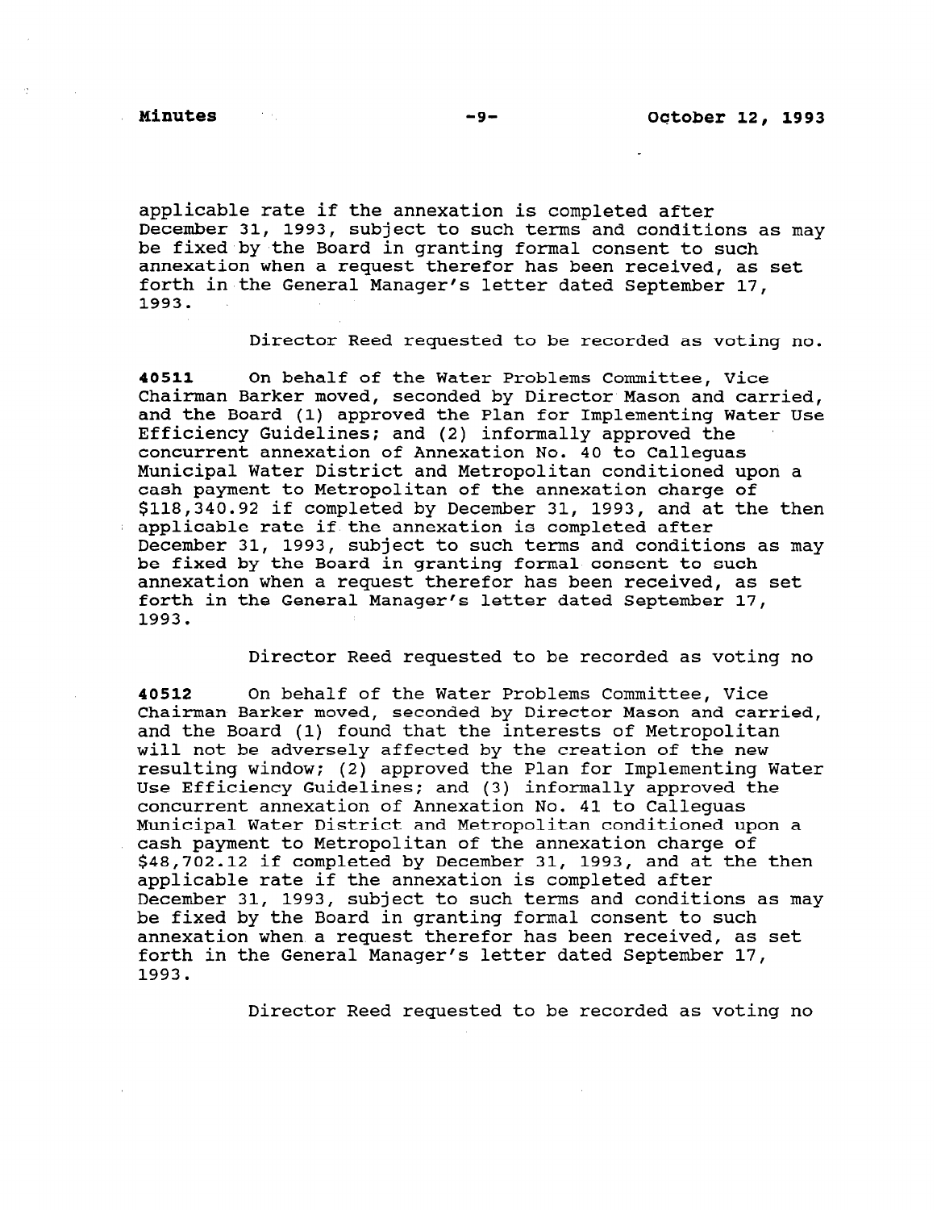applicable rate if the annexation is completed after December 31, 1993, subject to such terms and conditions as may be fixed by the Board in granting formal consent to such annexation when a request therefor has been received, as set forth in the General Manager's letter dated September 17, 1993.

Director Reed requested to be recorded as voting no.

**40511** On behalf of the Water Problems Committee, Vice Chairman Barker moved, seconded by Director Mason and carried, and the Board (1) approved the Plan for Implementing Water Use Efficiency Guidelines; and (2) informally approved the concurrent annexation of Annexation No. 40 to Calleguas Municipal Water District and Metropolitan conditioned upon a cash payment to Metropolitan of the annexation charge of $118,340.92 if completed by December 31, 1993, and at the then applicable rate if the annexation is completed after December 31, 1993, subject to such terms and conditions as may be fixed by the Board in granting formal consent to such annexation when a request therefor has been received, as set forth in the General Manager's letter dated September 17, 1993.

Director Reed requested to be recorded as voting no

**40512** On behalf of the Water Problems Committee, Vice Chairman Barker moved, seconded by Director Mason and carried, and the Board (1) found that the interests of Metropolitan will not be adversely affected by the creation of the new resulting window; (2) approved the Plan for Implementing Water Use Efficiency Guidelines; and (3) informally approved the concurrent annexation of Annexation No. 41 to Calleguas Municipal Water District and Metropolitan conditioned upon a cash payment to Metropolitan of the annexation charge of $48,702.12 if completed by December 31, 1993, and at the then applicable rate if the annexation is completed after December 31, 1993, subject to such terms and conditions as may be fixed by the Board in granting formal consent to such annexation when a request therefor has been received, as set forth in the General Manager's letter dated September 17, 1993.

Director Reed requested to be recorded as voting no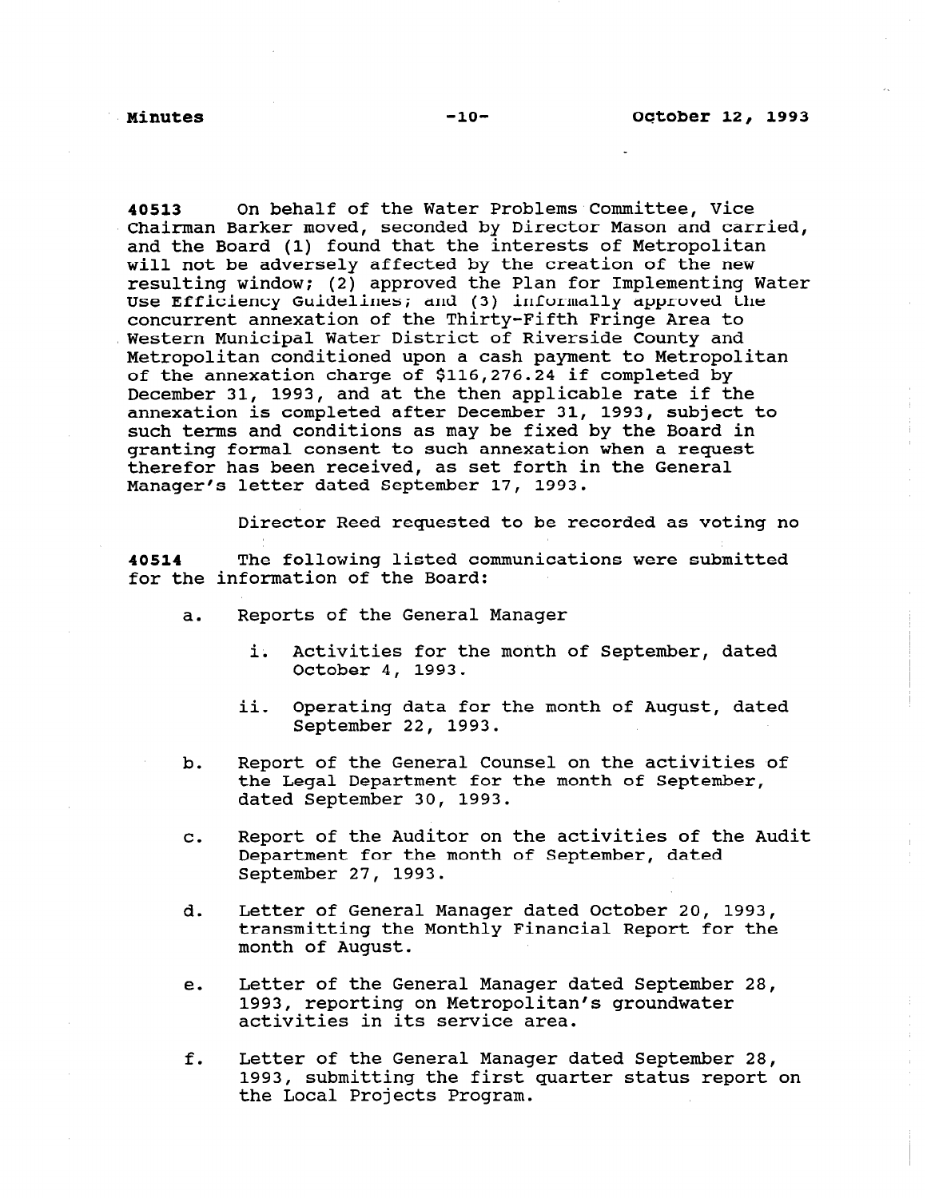**40513** On behalf of the Water Problems Committee, Vice Chairman Barker moved, seconded by Director Mason and carried, and the Board (1) found that the interests of Metropolitan will not be adversely affected by the creation of the new resulting window; (2) approved the Plan for Implementing Water Use Efficiency Guidelines; and (3) informally approved the concurrent annexation of the Thirty-Fifth Fringe Area to Western Municipal Water District of Riverside County and Metropolitan conditioned upon a cash payment to Metropolitan of the annexation charge of $116,276.24 if completed by December 31, 1993, and at the then applicable rate if the annexation is completed after December 31, 1993, subject to such terms and conditions as may be fixed by the Board in granting formal consent to such annexation when a request therefor has been received, as set forth in the General Manager's letter dated September 17, 1993.

Director Reed requested to be recorded as voting no

**40514** The following listed communications were submitted for the information of the Board:

a. Reports of the General Manager

   i. Activities for the month of September, dated October 4, 1993.

   ii. Operating data for the month of August, dated September 22, 1993.

b. Report of the General Counsel on the activities of the Legal Department for the month of September, dated September 30, 1993.

c. Report of the Auditor on the activities of the Audit Department for the month of September, dated September 27, 1993.

d. Letter of General Manager dated October 20, 1993, transmitting the Monthly Financial Report for the month of August.

e. Letter of the General Manager dated September 28, 1993, reporting on Metropolitan's groundwater activities in its service area.

f. Letter of the General Manager dated September 28, 1993, submitting the first quarter status report on the Local Projects Program.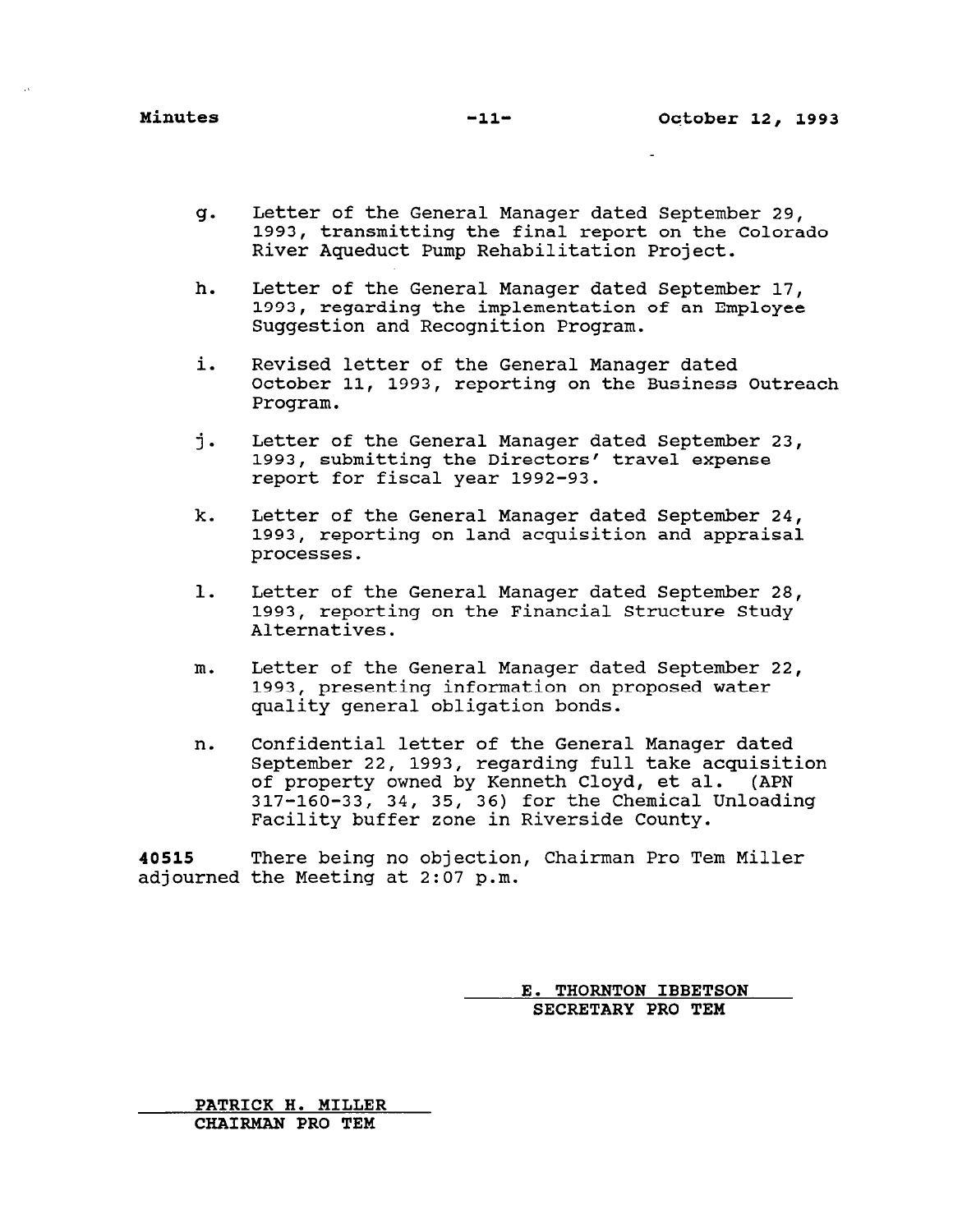g. Letter of the General Manager dated September 29, 1993, transmitting the final report on the Colorado River Aqueduct Pump Rehabilitation Project.

h. Letter of the General Manager dated September 17, 1993, regarding the implementation of an Employee Suggestion and Recognition Program.

i. Revised letter of the General Manager dated October 11, 1993, reporting on the Business Outreach Program.

j. Letter of the General Manager dated September 23, 1993, submitting the Directors' travel expense report for fiscal year 1992-93.

k. Letter of the General Manager dated September 24, 1993, reporting on land acquisition and appraisal processes.

l. Letter of the General Manager dated September 28, 1993, reporting on the Financial Structure Study Alternatives.

m. Letter of the General Manager dated September 22, 1993, presenting information on proposed water quality general obligation bonds.

n. Confidential letter of the General Manager dated September 22, 1993, regarding full take acquisition of property owned by Kenneth Cloyd, et al. (APN 317-160-33, 34, 35, 36) for the Chemical Unloading Facility buffer zone in Riverside County.

**40515** There being no objection, Chairman Pro Tem Miller adjourned the Meeting at 2:07 p.m.

**E. THORNTON IBBETSON**
**SECRETARY PRO TEM**

**PATRICK H. MILLER**
**CHAIRMAN PRO TEM**